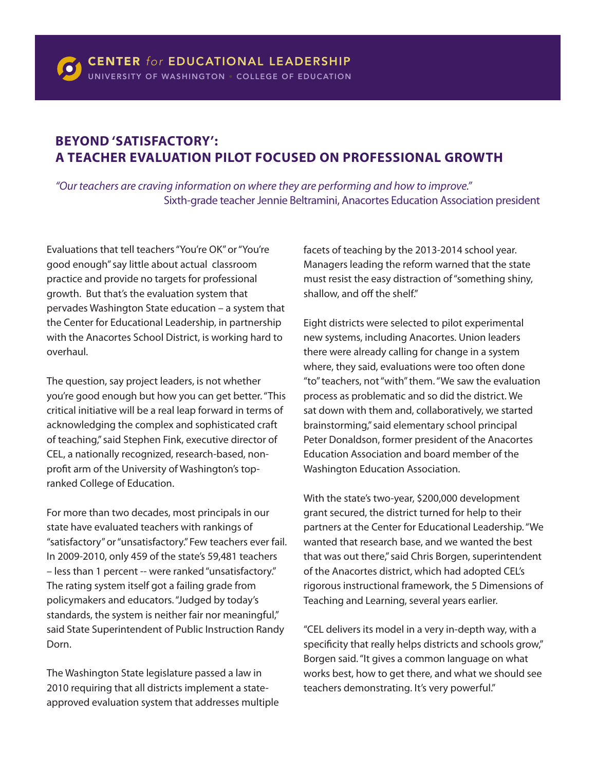CENTER *for* EDUCATIONAL LEADERSHIP
UNIVERSITY OF WASHINGTON • COLLEGE OF EDUCATION

# BEYOND 'SATISFACTORY': A TEACHER EVALUATION PILOT FOCUSED ON PROFESSIONAL GROWTH

*"Our teachers are craving information on where they are performing and how to improve."*
Sixth-grade teacher Jennie Beltramini, Anacortes Education Association president

Evaluations that tell teachers "You're OK" or "You're good enough" say little about actual classroom practice and provide no targets for professional growth. But that's the evaluation system that pervades Washington State education – a system that the Center for Educational Leadership, in partnership with the Anacortes School District, is working hard to overhaul.

The question, say project leaders, is not whether you're good enough but how you can get better. "This critical initiative will be a real leap forward in terms of acknowledging the complex and sophisticated craft of teaching," said Stephen Fink, executive director of CEL, a nationally recognized, research-based, non-profit arm of the University of Washington's top-ranked College of Education.

For more than two decades, most principals in our state have evaluated teachers with rankings of "satisfactory" or "unsatisfactory." Few teachers ever fail. In 2009-2010, only 459 of the state's 59,481 teachers – less than 1 percent -- were ranked "unsatisfactory." The rating system itself got a failing grade from policymakers and educators. "Judged by today's standards, the system is neither fair nor meaningful," said State Superintendent of Public Instruction Randy Dorn.

The Washington State legislature passed a law in 2010 requiring that all districts implement a state-approved evaluation system that addresses multiple facets of teaching by the 2013-2014 school year. Managers leading the reform warned that the state must resist the easy distraction of "something shiny, shallow, and off the shelf."

Eight districts were selected to pilot experimental new systems, including Anacortes. Union leaders there were already calling for change in a system where, they said, evaluations were too often done "to" teachers, not "with" them. "We saw the evaluation process as problematic and so did the district. We sat down with them and, collaboratively, we started brainstorming," said elementary school principal Peter Donaldson, former president of the Anacortes Education Association and board member of the Washington Education Association.

With the state's two-year, $200,000 development grant secured, the district turned for help to their partners at the Center for Educational Leadership. "We wanted that research base, and we wanted the best that was out there," said Chris Borgen, superintendent of the Anacortes district, which had adopted CEL's rigorous instructional framework, the 5 Dimensions of Teaching and Learning, several years earlier.

"CEL delivers its model in a very in-depth way, with a specificity that really helps districts and schools grow," Borgen said. "It gives a common language on what works best, how to get there, and what we should see teachers demonstrating. It's very powerful."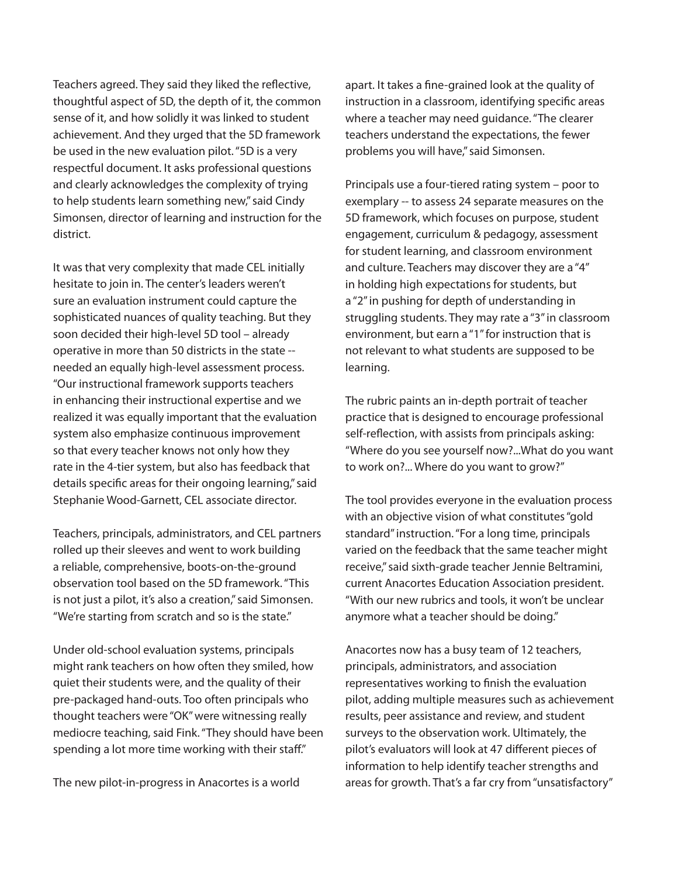Teachers agreed. They said they liked the reflective, thoughtful aspect of 5D, the depth of it, the common sense of it, and how solidly it was linked to student achievement. And they urged that the 5D framework be used in the new evaluation pilot. "5D is a very respectful document. It asks professional questions and clearly acknowledges the complexity of trying to help students learn something new," said Cindy Simonsen, director of learning and instruction for the district.

It was that very complexity that made CEL initially hesitate to join in. The center's leaders weren't sure an evaluation instrument could capture the sophisticated nuances of quality teaching. But they soon decided their high-level 5D tool – already operative in more than 50 districts in the state -- needed an equally high-level assessment process. "Our instructional framework supports teachers in enhancing their instructional expertise and we realized it was equally important that the evaluation system also emphasize continuous improvement so that every teacher knows not only how they rate in the 4-tier system, but also has feedback that details specific areas for their ongoing learning," said Stephanie Wood-Garnett, CEL associate director.

Teachers, principals, administrators, and CEL partners rolled up their sleeves and went to work building a reliable, comprehensive, boots-on-the-ground observation tool based on the 5D framework. "This is not just a pilot, it's also a creation," said Simonsen. "We're starting from scratch and so is the state."

Under old-school evaluation systems, principals might rank teachers on how often they smiled, how quiet their students were, and the quality of their pre-packaged hand-outs. Too often principals who thought teachers were "OK" were witnessing really mediocre teaching, said Fink. "They should have been spending a lot more time working with their staff."

The new pilot-in-progress in Anacortes is a world apart. It takes a fine-grained look at the quality of instruction in a classroom, identifying specific areas where a teacher may need guidance. "The clearer teachers understand the expectations, the fewer problems you will have," said Simonsen.

Principals use a four-tiered rating system – poor to exemplary -- to assess 24 separate measures on the 5D framework, which focuses on purpose, student engagement, curriculum & pedagogy, assessment for student learning, and classroom environment and culture. Teachers may discover they are a "4" in holding high expectations for students, but a "2" in pushing for depth of understanding in struggling students. They may rate a "3" in classroom environment, but earn a "1" for instruction that is not relevant to what students are supposed to be learning.

The rubric paints an in-depth portrait of teacher practice that is designed to encourage professional self-reflection, with assists from principals asking: "Where do you see yourself now?...What do you want to work on?... Where do you want to grow?"

The tool provides everyone in the evaluation process with an objective vision of what constitutes "gold standard" instruction. "For a long time, principals varied on the feedback that the same teacher might receive," said sixth-grade teacher Jennie Beltramini, current Anacortes Education Association president. "With our new rubrics and tools, it won't be unclear anymore what a teacher should be doing."

Anacortes now has a busy team of 12 teachers, principals, administrators, and association representatives working to finish the evaluation pilot, adding multiple measures such as achievement results, peer assistance and review, and student surveys to the observation work. Ultimately, the pilot's evaluators will look at 47 different pieces of information to help identify teacher strengths and areas for growth. That's a far cry from "unsatisfactory"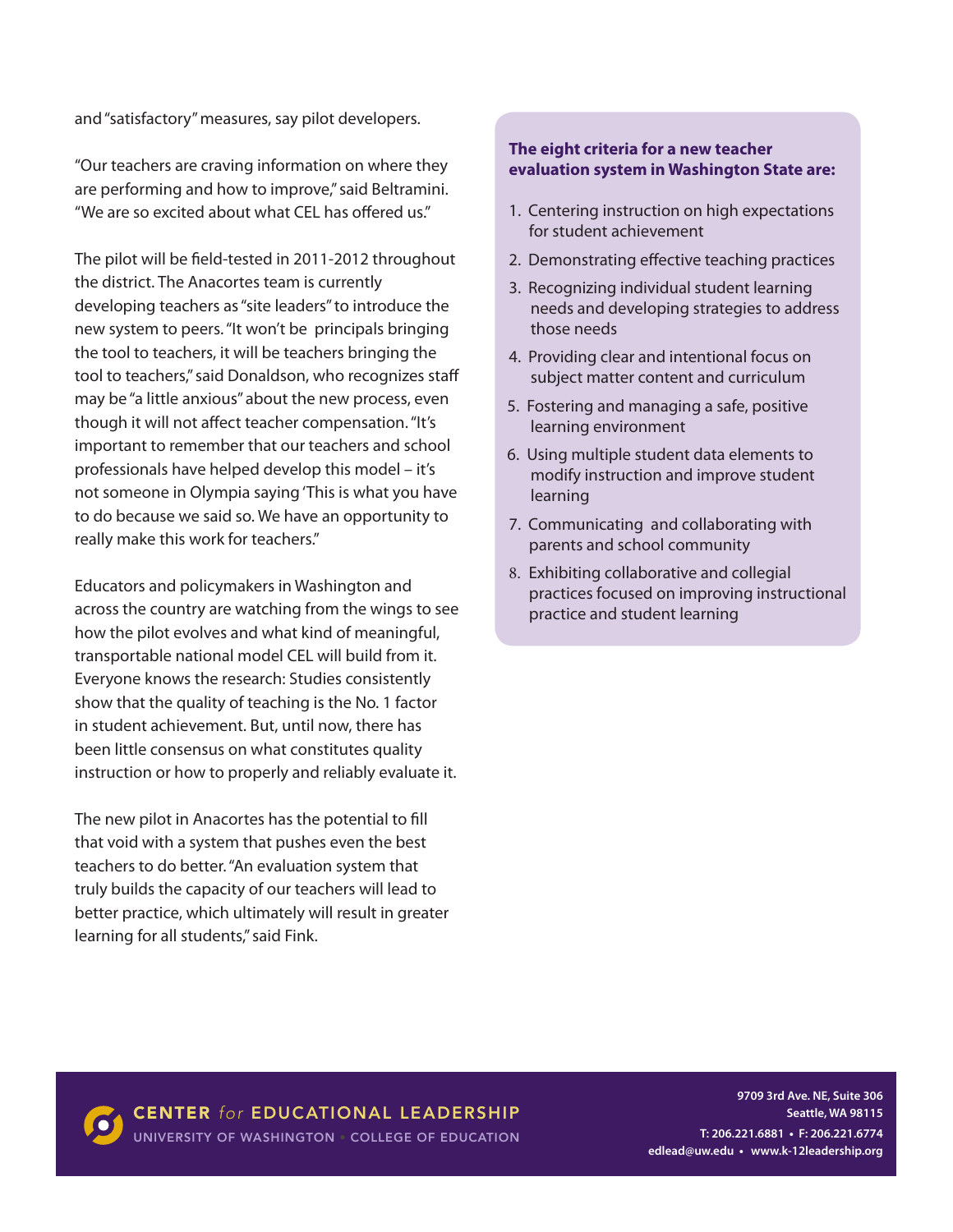and "satisfactory" measures, say pilot developers.

"Our teachers are craving information on where they are performing and how to improve," said Beltramini. "We are so excited about what CEL has offered us."

The pilot will be field-tested in 2011-2012 throughout the district. The Anacortes team is currently developing teachers as "site leaders" to introduce the new system to peers. "It won't be principals bringing the tool to teachers, it will be teachers bringing the tool to teachers," said Donaldson, who recognizes staff may be "a little anxious" about the new process, even though it will not affect teacher compensation. "It's important to remember that our teachers and school professionals have helped develop this model – it's not someone in Olympia saying 'This is what you have to do because we said so. We have an opportunity to really make this work for teachers."

Educators and policymakers in Washington and across the country are watching from the wings to see how the pilot evolves and what kind of meaningful, transportable national model CEL will build from it. Everyone knows the research: Studies consistently show that the quality of teaching is the No. 1 factor in student achievement. But, until now, there has been little consensus on what constitutes quality instruction or how to properly and reliably evaluate it.

The new pilot in Anacortes has the potential to fill that void with a system that pushes even the best teachers to do better. "An evaluation system that truly builds the capacity of our teachers will lead to better practice, which ultimately will result in greater learning for all students," said Fink.

**The eight criteria for a new teacher evaluation system in Washington State are:**

1. Centering instruction on high expectations for student achievement
2. Demonstrating effective teaching practices
3. Recognizing individual student learning needs and developing strategies to address those needs
4. Providing clear and intentional focus on subject matter content and curriculum
5. Fostering and managing a safe, positive learning environment
6. Using multiple student data elements to modify instruction and improve student learning
7. Communicating and collaborating with parents and school community
8. Exhibiting collaborative and collegial practices focused on improving instructional practice and student learning

CENTER *for* EDUCATIONAL LEADERSHIP
UNIVERSITY OF WASHINGTON • COLLEGE OF EDUCATION

9709 3rd Ave. NE, Suite 306
Seattle, WA 98115
T: 206.221.6881 • F: 206.221.6774
edlead@uw.edu • www.k-12leadership.org